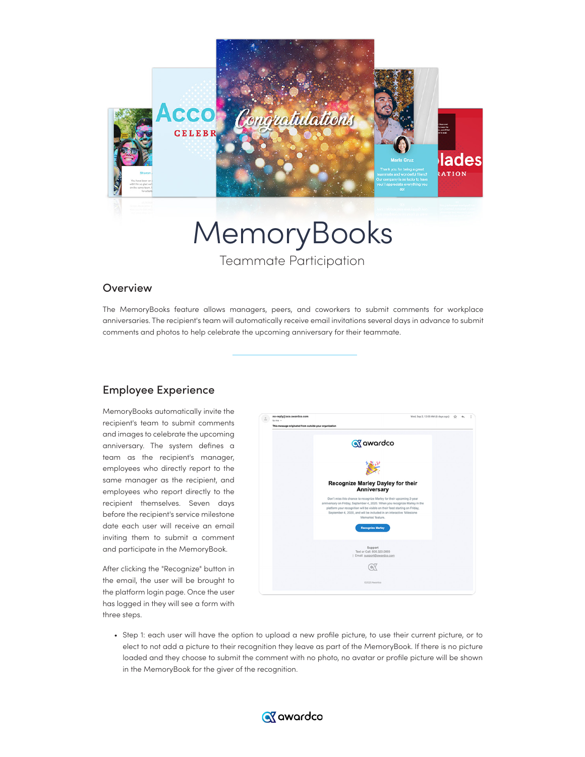# MemoryBooks

Teammate Participation

## Overview

The MemoryBooks feature allows managers, peers, and coworkers to submit comments for workplace anniversaries. The recipient's team will automatically receive email invitations several days in advance to submit comments and photos to help celebrate the upcoming anniversary for their teammate.

## Employee Experience

MemoryBooks automatically invite the recipient's team to submit comments and images to celebrate the upcoming anniversary. The system defines a team as the recipient's manager, employees who directly report to the same manager as the recipient, and employees who report directly to the recipient themselves. Seven days before the recipient's service milestone date each user will receive an email inviting them to submit a comment and participate in the MemoryBook.

After clicking the "Recognize" button in the email, the user will be brought to the platform login page. Once the user has logged in they will see a form with three steps.

- Step 1: each user will have the option to upload a new profile picture, to use their current picture, or to elect to not add a picture to their recognition they leave as part of the MemoryBook. If there is no picture loaded and they choose to submit the comment with no photo, no avatar or profile picture will be shown in the MemoryBook for the giver of the recognition.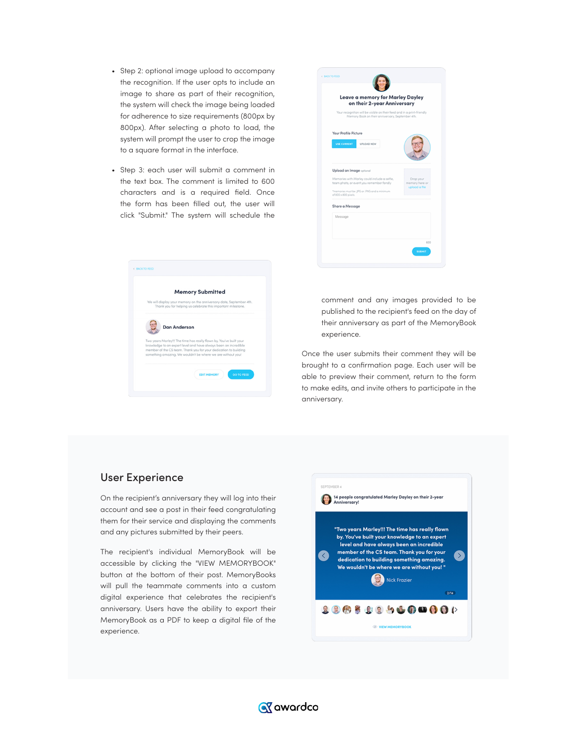- Step 2: optional image upload to accompany the recognition. If the user opts to include an image to share as part of their recognition, the system will check the image being loaded for adherence to size requirements (800px by 800px). After selecting a photo to load, the system will prompt the user to crop the image to a square format in the interface.

- Step 3: each user will submit a comment in the text box. The comment is limited to 600 characters and is a required field. Once the form has been filled out, the user will click "Submit." The system will schedule the comment and any images provided to be published to the recipient's feed on the day of their anniversary as part of the MemoryBook experience.

Once the user submits their comment they will be brought to a confirmation page. Each user will be able to preview their comment, return to the form to make edits, and invite others to participate in the anniversary.

## User Experience

On the recipient's anniversary they will log into their account and see a post in their feed congratulating them for their service and displaying the comments and any pictures submitted by their peers.

The recipient's individual MemoryBook will be accessible by clicking the "VIEW MEMORYBOOK" button at the bottom of their post. MemoryBooks will pull the teammate comments into a custom digital experience that celebrates the recipient's anniversary. Users have the ability to export their MemoryBook as a PDF to keep a digital file of the experience.